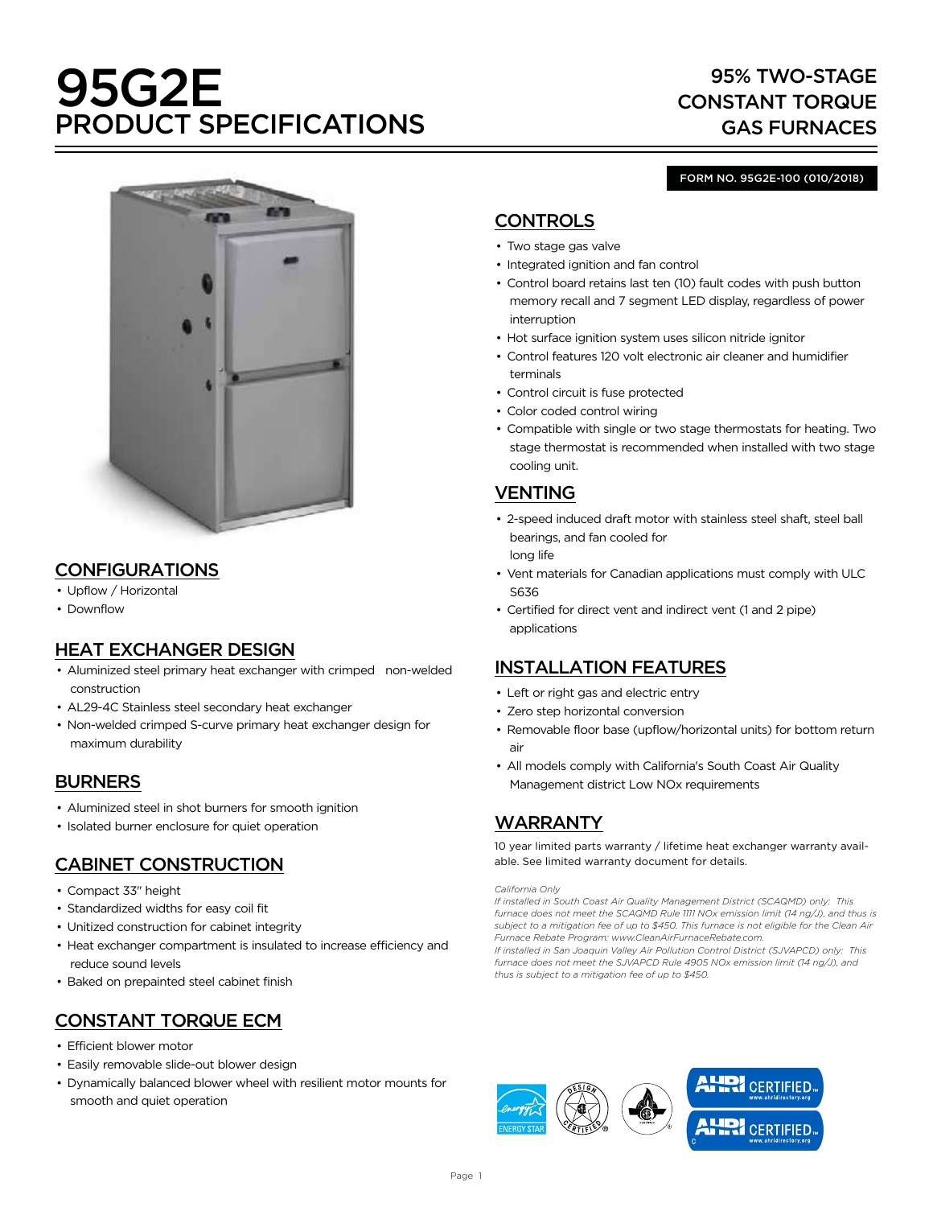# 95G2E PRODUCT SPECIFICATIONS

## 95% TWO-STAGE CONSTANT TORQUE GAS FURNACES

FORM NO. 95G2E-100 (010/2018)

## CONFIGURATIONS

- Upflow / Horizontal
- Downflow

## HEAT EXCHANGER DESIGN

- Aluminized steel primary heat exchanger with crimped non-welded construction
- AL29-4C Stainless steel secondary heat exchanger
- Non-welded crimped S-curve primary heat exchanger design for maximum durability

## BURNERS

- Aluminized steel in shot burners for smooth ignition
- Isolated burner enclosure for quiet operation

## CABINET CONSTRUCTION

- Compact 33" height
- Standardized widths for easy coil fit
- Unitized construction for cabinet integrity
- Heat exchanger compartment is insulated to increase efficiency and reduce sound levels
- Baked on prepainted steel cabinet finish

## CONSTANT TORQUE ECM

- Efficient blower motor
- Easily removable slide-out blower design
- Dynamically balanced blower wheel with resilient motor mounts for smooth and quiet operation

## CONTROLS

- Two stage gas valve
- Integrated ignition and fan control
- Control board retains last ten (10) fault codes with push button memory recall and 7 segment LED display, regardless of power interruption
- Hot surface ignition system uses silicon nitride ignitor
- Control features 120 volt electronic air cleaner and humidifier terminals
- Control circuit is fuse protected
- Color coded control wiring
- Compatible with single or two stage thermostats for heating. Two stage thermostat is recommended when installed with two stage cooling unit.

## VENTING

- 2-speed induced draft motor with stainless steel shaft, steel ball bearings, and fan cooled for long life
- Vent materials for Canadian applications must comply with ULC S636
- Certified for direct vent and indirect vent (1 and 2 pipe) applications

## INSTALLATION FEATURES

- Left or right gas and electric entry
- Zero step horizontal conversion
- Removable floor base (upflow/horizontal units) for bottom return air
- All models comply with California's South Coast Air Quality Management district Low NOx requirements

## WARRANTY

10 year limited parts warranty / lifetime heat exchanger warranty available. See limited warranty document for details.

*California Only*
*If installed in South Coast Air Quality Management District (SCAQMD) only: This furnace does not meet the SCAQMD Rule 1111 NOx emission limit (14 ng/J), and thus is subject to a mitigation fee of up to $450. This furnace is not eligible for the Clean Air Furnace Rebate Program: www.CleanAirFurnaceRebate.com.*
*If installed in San Joaquin Valley Air Pollution Control District (SJVAPCD) only: This furnace does not meet the SJVAPCD Rule 4905 NOx emission limit (14 ng/J), and thus is subject to a mitigation fee of up to $450.*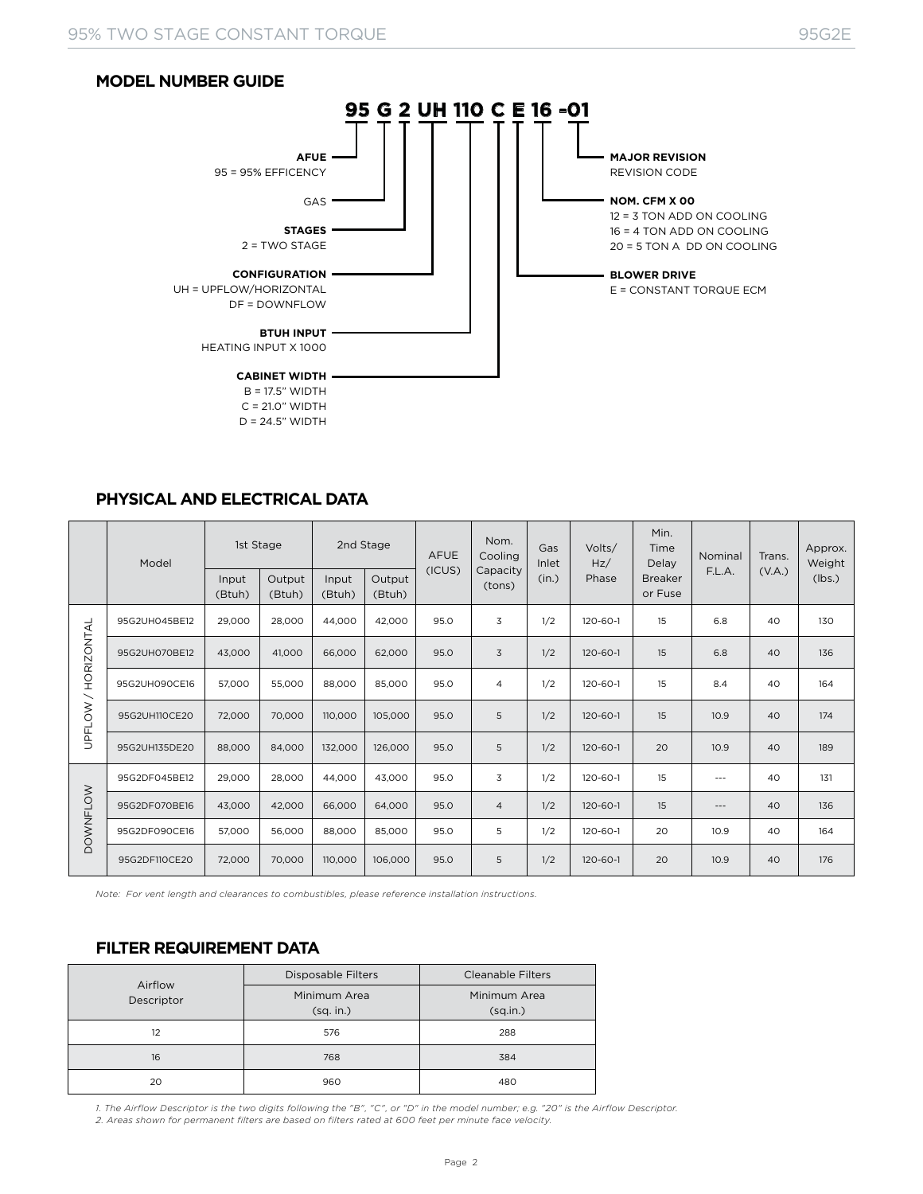## MODEL NUMBER GUIDE

**95 G 2 UH 110 C E 16 -01**

**AFUE**
95 = 95% EFFICENCY

GAS

**STAGES**
2 = TWO STAGE

**CONFIGURATION**
UH = UPFLOW/HORIZONTAL
DF = DOWNFLOW

**BTUH INPUT**
HEATING INPUT X 1000

**CABINET WIDTH**
B = 17.5" WIDTH
C = 21.0" WIDTH
D = 24.5" WIDTH

**MAJOR REVISION**
REVISION CODE

**NOM. CFM X 00**
12 = 3 TON ADD ON COOLING
16 = 4 TON ADD ON COOLING
20 = 5 TON A DD ON COOLING

**BLOWER DRIVE**
E = CONSTANT TORQUE ECM

## PHYSICAL AND ELECTRICAL DATA

| | Model | 1st Stage | | 2nd Stage | | AFUE (ICUS) | Nom. Cooling Capacity (tons) | Gas Inlet (in.) | Volts/ Hz/ Phase | Min. Time Delay Breaker or Fuse | Nominal F.L.A. | Trans. (V.A.) | Approx. Weight (lbs.) |
|---|---|---|---|---|---|---|---|---|---|---|---|---|---|
| | | Input (Btuh) | Output (Btuh) | Input (Btuh) | Output (Btuh) | | | | | | | | |
| UPFLOW / HORIZONTAL | 95G2UH045BE12 | 29,000 | 28,000 | 44,000 | 42,000 | 95.0 | 3 | 1/2 | 120-60-1 | 15 | 6.8 | 40 | 130 |
| | 95G2UH070BE12 | 43,000 | 41,000 | 66,000 | 62,000 | 95.0 | 3 | 1/2 | 120-60-1 | 15 | 6.8 | 40 | 136 |
| | 95G2UH090CE16 | 57,000 | 55,000 | 88,000 | 85,000 | 95.0 | 4 | 1/2 | 120-60-1 | 15 | 8.4 | 40 | 164 |
| | 95G2UH110CE20 | 72,000 | 70,000 | 110,000 | 105,000 | 95.0 | 5 | 1/2 | 120-60-1 | 15 | 10.9 | 40 | 174 |
| | 95G2UH135DE20 | 88,000 | 84,000 | 132,000 | 126,000 | 95.0 | 5 | 1/2 | 120-60-1 | 20 | 10.9 | 40 | 189 |
| DOWNFLOW | 95G2DF045BE12 | 29,000 | 28,000 | 44,000 | 43,000 | 95.0 | 3 | 1/2 | 120-60-1 | 15 | --- | 40 | 131 |
| | 95G2DF070BE16 | 43,000 | 42,000 | 66,000 | 64,000 | 95.0 | 4 | 1/2 | 120-60-1 | 15 | --- | 40 | 136 |
| | 95G2DF090CE16 | 57,000 | 56,000 | 88,000 | 85,000 | 95.0 | 5 | 1/2 | 120-60-1 | 20 | 10.9 | 40 | 164 |
| | 95G2DF110CE20 | 72,000 | 70,000 | 110,000 | 106,000 | 95.0 | 5 | 1/2 | 120-60-1 | 20 | 10.9 | 40 | 176 |

*Note: For vent length and clearances to combustibles, please reference installation instructions.*

## FILTER REQUIREMENT DATA

| Airflow Descriptor | Disposable Filters | Cleanable Filters |
|---|---|---|
| | Minimum Area (sq. in.) | Minimum Area (sq.in.) |
| 12 | 576 | 288 |
| 16 | 768 | 384 |
| 20 | 960 | 480 |

*1. The Airflow Descriptor is the two digits following the "B", "C", or "D" in the model number; e.g. "20" is the Airflow Descriptor.*
*2. Areas shown for permanent filters are based on filters rated at 600 feet per minute face velocity.*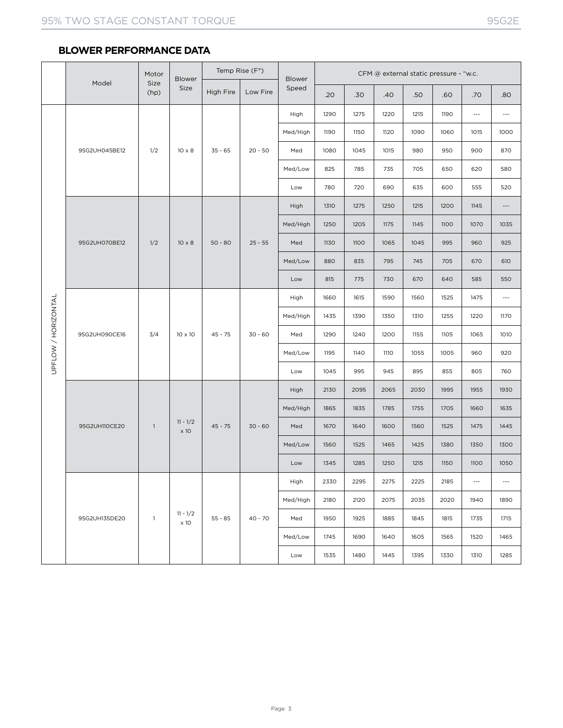## BLOWER PERFORMANCE DATA

| | Model | Motor Size (hp) | Blower Size | Temp Rise (F°) | | Blower Speed | CFM @ external static pressure - "w.c. | | | | | | |
|---|---|---|---|---|---|---|---|---|---|---|---|---|---|
| | | | | High Fire | Low Fire | | .20 | .30 | .40 | .50 | .60 | .70 | .80 |
| UPFLOW / HORIZONTAL | 95G2UH045BE12 | 1/2 | 10 x 8 | 35 - 65 | 20 - 50 | High | 1290 | 1275 | 1220 | 1215 | 1190 | --- | --- |
| | | | | | | Med/High | 1190 | 1150 | 1120 | 1090 | 1060 | 1015 | 1000 |
| | | | | | | Med | 1080 | 1045 | 1015 | 980 | 950 | 900 | 870 |
| | | | | | | Med/Low | 825 | 785 | 735 | 705 | 650 | 620 | 580 |
| | | | | | | Low | 780 | 720 | 690 | 635 | 600 | 555 | 520 |
| | 95G2UH070BE12 | 1/2 | 10 x 8 | 50 - 80 | 25 - 55 | High | 1310 | 1275 | 1250 | 1215 | 1200 | 1145 | --- |
| | | | | | | Med/High | 1250 | 1205 | 1175 | 1145 | 1100 | 1070 | 1035 |
| | | | | | | Med | 1130 | 1100 | 1065 | 1045 | 995 | 960 | 925 |
| | | | | | | Med/Low | 880 | 835 | 795 | 745 | 705 | 670 | 610 |
| | | | | | | Low | 815 | 775 | 730 | 670 | 640 | 585 | 550 |
| | 95G2UH090CE16 | 3/4 | 10 x 10 | 45 - 75 | 30 - 60 | High | 1660 | 1615 | 1590 | 1560 | 1525 | 1475 | --- |
| | | | | | | Med/High | 1435 | 1390 | 1350 | 1310 | 1255 | 1220 | 1170 |
| | | | | | | Med | 1290 | 1240 | 1200 | 1155 | 1105 | 1065 | 1010 |
| | | | | | | Med/Low | 1195 | 1140 | 1110 | 1055 | 1005 | 960 | 920 |
| | | | | | | Low | 1045 | 995 | 945 | 895 | 855 | 805 | 760 |
| | 95G2UH110CE20 | 1 | 11 - 1/2 x 10 | 45 - 75 | 30 - 60 | High | 2130 | 2095 | 2065 | 2030 | 1995 | 1955 | 1930 |
| | | | | | | Med/High | 1865 | 1835 | 1785 | 1755 | 1705 | 1660 | 1635 |
| | | | | | | Med | 1670 | 1640 | 1600 | 1560 | 1525 | 1475 | 1445 |
| | | | | | | Med/Low | 1560 | 1525 | 1465 | 1425 | 1380 | 1350 | 1300 |
| | | | | | | Low | 1345 | 1285 | 1250 | 1215 | 1150 | 1100 | 1050 |
| | 95G2UH135DE20 | 1 | 11 - 1/2 x 10 | 55 - 85 | 40 - 70 | High | 2330 | 2295 | 2275 | 2225 | 2185 | --- | --- |
| | | | | | | Med/High | 2180 | 2120 | 2075 | 2035 | 2020 | 1940 | 1890 |
| | | | | | | Med | 1950 | 1925 | 1885 | 1845 | 1815 | 1735 | 1715 |
| | | | | | | Med/Low | 1745 | 1690 | 1640 | 1605 | 1565 | 1520 | 1465 |
| | | | | | | Low | 1535 | 1480 | 1445 | 1395 | 1330 | 1310 | 1285 |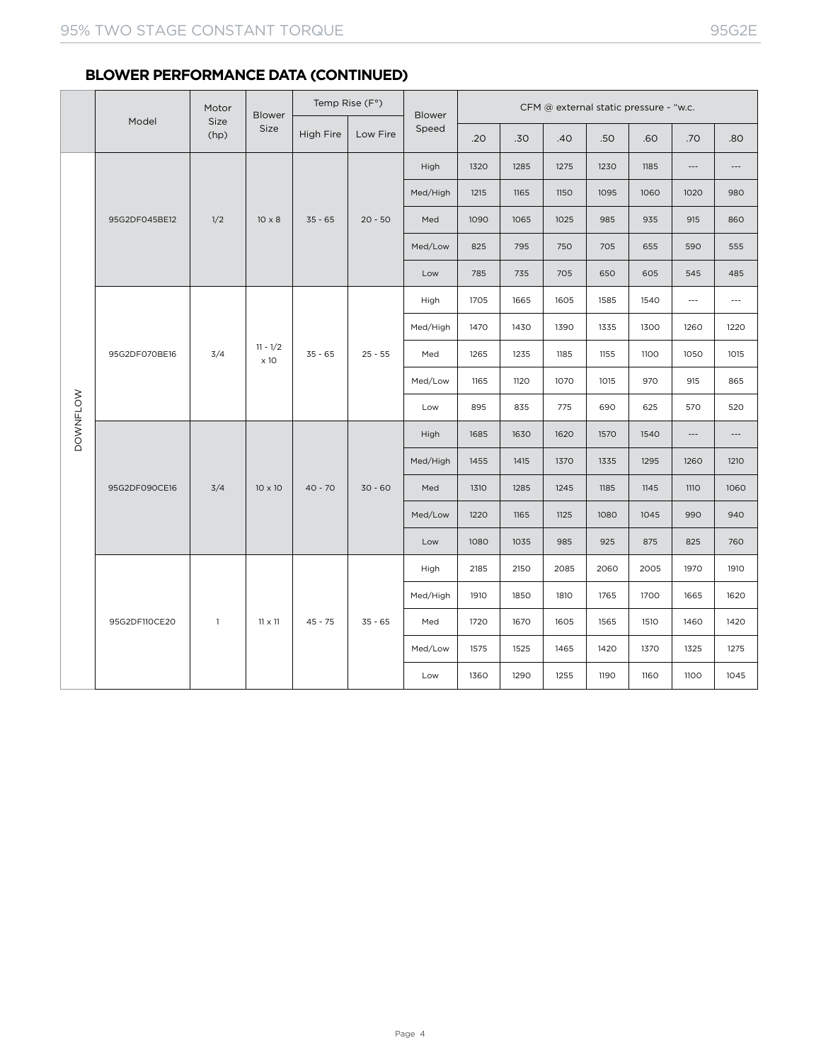## BLOWER PERFORMANCE DATA (CONTINUED)

| | Model | Motor Size (hp) | Blower Size | Temp Rise (F°) | | Blower Speed | CFM @ external static pressure - "w.c. | | | | | | |
|---|---|---|---|---|---|---|---|---|---|---|---|---|---|
| | | | | High Fire | Low Fire | | .20 | .30 | .40 | .50 | .60 | .70 | .80 |
| DOWNFLOW | 95G2DF045BE12 | 1/2 | 10 x 8 | 35 - 65 | 20 - 50 | High | 1320 | 1285 | 1275 | 1230 | 1185 | --- | --- |
| | | | | | | Med/High | 1215 | 1165 | 1150 | 1095 | 1060 | 1020 | 980 |
| | | | | | | Med | 1090 | 1065 | 1025 | 985 | 935 | 915 | 860 |
| | | | | | | Med/Low | 825 | 795 | 750 | 705 | 655 | 590 | 555 |
| | | | | | | Low | 785 | 735 | 705 | 650 | 605 | 545 | 485 |
| | 95G2DF070BE16 | 3/4 | 11 - 1/2 x 10 | 35 - 65 | 25 - 55 | High | 1705 | 1665 | 1605 | 1585 | 1540 | --- | --- |
| | | | | | | Med/High | 1470 | 1430 | 1390 | 1335 | 1300 | 1260 | 1220 |
| | | | | | | Med | 1265 | 1235 | 1185 | 1155 | 1100 | 1050 | 1015 |
| | | | | | | Med/Low | 1165 | 1120 | 1070 | 1015 | 970 | 915 | 865 |
| | | | | | | Low | 895 | 835 | 775 | 690 | 625 | 570 | 520 |
| | 95G2DF090CE16 | 3/4 | 10 x 10 | 40 - 70 | 30 - 60 | High | 1685 | 1630 | 1620 | 1570 | 1540 | --- | --- |
| | | | | | | Med/High | 1455 | 1415 | 1370 | 1335 | 1295 | 1260 | 1210 |
| | | | | | | Med | 1310 | 1285 | 1245 | 1185 | 1145 | 1110 | 1060 |
| | | | | | | Med/Low | 1220 | 1165 | 1125 | 1080 | 1045 | 990 | 940 |
| | | | | | | Low | 1080 | 1035 | 985 | 925 | 875 | 825 | 760 |
| | 95G2DF110CE20 | 1 | 11 x 11 | 45 - 75 | 35 - 65 | High | 2185 | 2150 | 2085 | 2060 | 2005 | 1970 | 1910 |
| | | | | | | Med/High | 1910 | 1850 | 1810 | 1765 | 1700 | 1665 | 1620 |
| | | | | | | Med | 1720 | 1670 | 1605 | 1565 | 1510 | 1460 | 1420 |
| | | | | | | Med/Low | 1575 | 1525 | 1465 | 1420 | 1370 | 1325 | 1275 |
| | | | | | | Low | 1360 | 1290 | 1255 | 1190 | 1160 | 1100 | 1045 |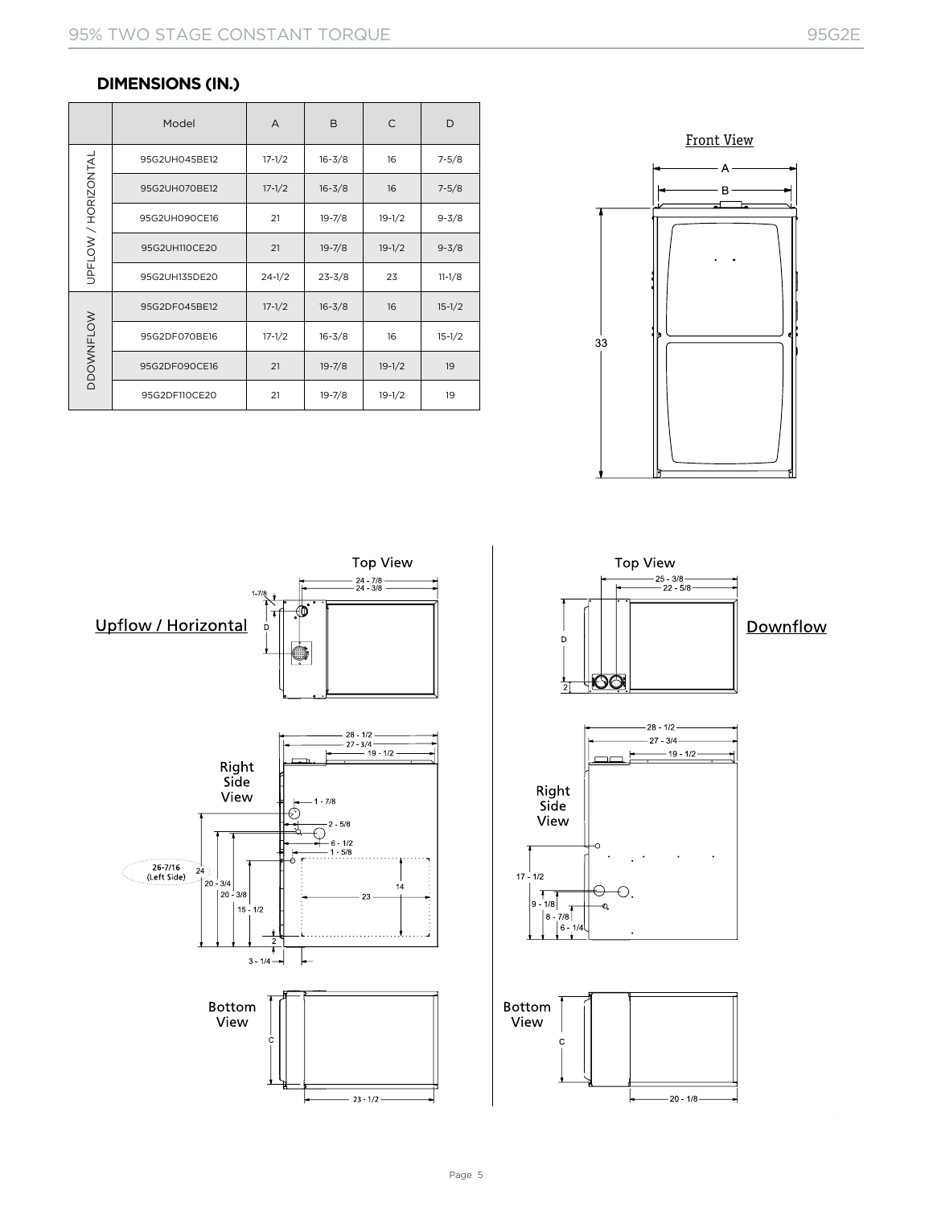## DIMENSIONS (IN.)

| | Model | A | B | C | D |
|---|---|---|---|---|---|
| UPFLOW / HORIZONTAL | 95G2UH045BE12 | 17-1/2 | 16-3/8 | 16 | 7-5/8 |
| | 95G2UH070BE12 | 17-1/2 | 16-3/8 | 16 | 7-5/8 |
| | 95G2UH090CE16 | 21 | 19-7/8 | 19-1/2 | 9-3/8 |
| | 95G2UH110CE20 | 21 | 19-7/8 | 19-1/2 | 9-3/8 |
| | 95G2UH135DE20 | 24-1/2 | 23-3/8 | 23 | 11-1/8 |
| DDOWNFLOW | 95G2DF045BE12 | 17-1/2 | 16-3/8 | 16 | 15-1/2 |
| | 95G2DF070BE16 | 17-1/2 | 16-3/8 | 16 | 15-1/2 |
| | 95G2DF090CE16 | 21 | 19-7/8 | 19-1/2 | 19 |
| | 95G2DF110CE20 | 21 | 19-7/8 | 19-1/2 | 19 |

Front View

A

B

33

Upflow / Horizontal

Top View

24 - 7/8
24 - 3/8
1-7/8
D

Right Side View

28 - 1/2
27 - 3/4
19 - 1/2
1 - 7/8
2 - 5/8
6 - 1/2
1 - 5/8
26-7/16 (Left Side)
24
20 - 3/4
20 - 3/8
15 - 1/2
14
23
2
3 - 1/4

Bottom View

C
23 - 1/2

Downflow

Top View

25 - 3/8
22 - 5/8
D
2

Right Side View

28 - 1/2
27 - 3/4
19 - 1/2
17 - 1/2
9 - 1/8
8 - 7/8
6 - 1/4

Bottom View

C
20 - 1/8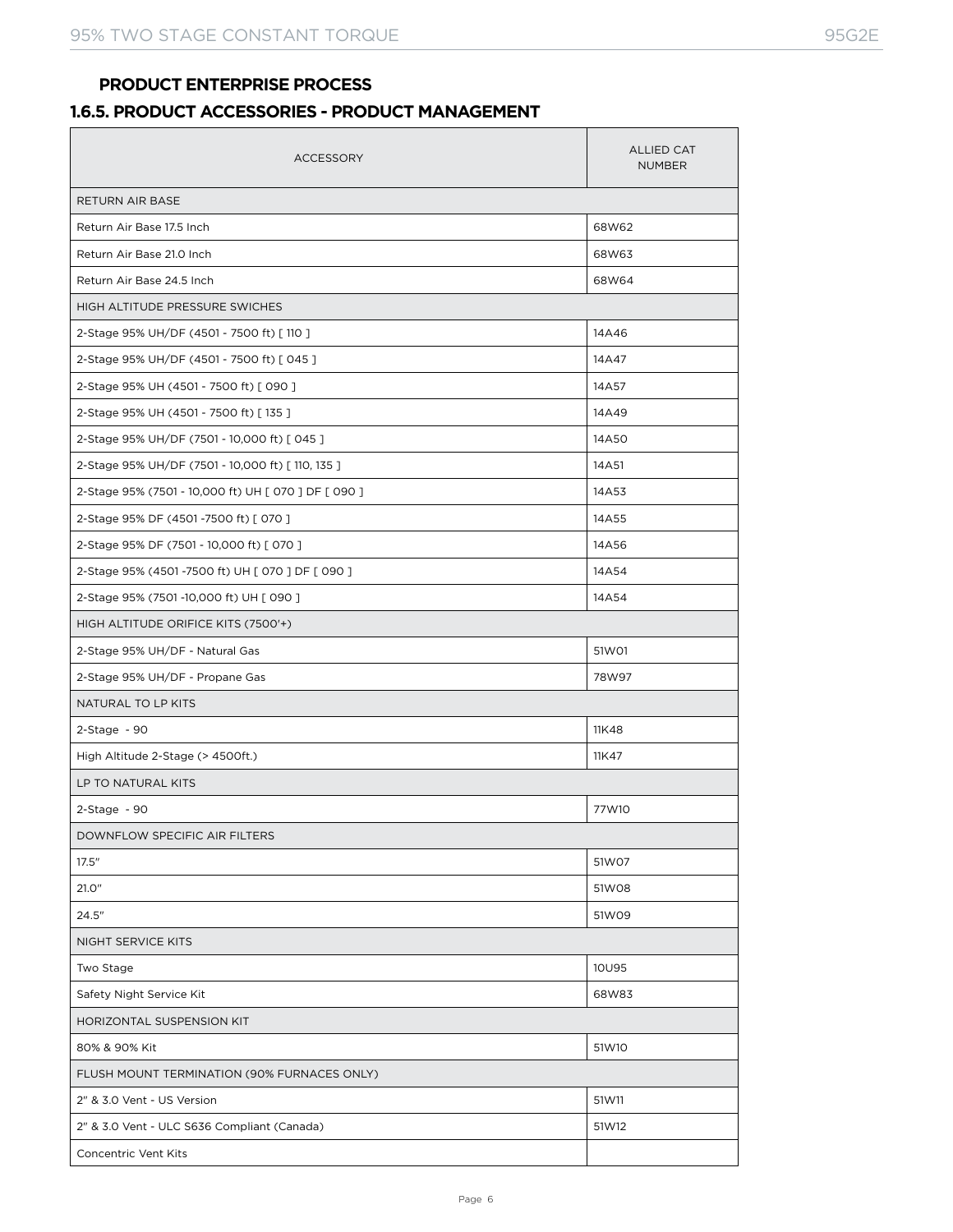## PRODUCT ENTERPRISE PROCESS

## 1.6.5. PRODUCT ACCESSORIES - PRODUCT MANAGEMENT

| ACCESSORY | ALLIED CAT NUMBER |
|---|---|
| RETURN AIR BASE | |
| Return Air Base 17.5 Inch | 68W62 |
| Return Air Base 21.0 Inch | 68W63 |
| Return Air Base 24.5 Inch | 68W64 |
| HIGH ALTITUDE PRESSURE SWICHES | |
| 2-Stage 95% UH/DF (4501 - 7500 ft) [ 110 ] | 14A46 |
| 2-Stage 95% UH/DF (4501 - 7500 ft) [ 045 ] | 14A47 |
| 2-Stage 95% UH (4501 - 7500 ft) [ 090 ] | 14A57 |
| 2-Stage 95% UH (4501 - 7500 ft) [ 135 ] | 14A49 |
| 2-Stage 95% UH/DF (7501 - 10,000 ft) [ 045 ] | 14A50 |
| 2-Stage 95% UH/DF (7501 - 10,000 ft) [ 110, 135 ] | 14A51 |
| 2-Stage 95% (7501 - 10,000 ft) UH [ 070 ] DF [ 090 ] | 14A53 |
| 2-Stage 95% DF (4501 -7500 ft) [ 070 ] | 14A55 |
| 2-Stage 95% DF (7501 - 10,000 ft) [ 070 ] | 14A56 |
| 2-Stage 95% (4501 -7500 ft) UH [ 070 ] DF [ 090 ] | 14A54 |
| 2-Stage 95% (7501 -10,000 ft) UH [ 090 ] | 14A54 |
| HIGH ALTITUDE ORIFICE KITS (7500'+) | |
| 2-Stage 95% UH/DF - Natural Gas | 51W01 |
| 2-Stage 95% UH/DF - Propane Gas | 78W97 |
| NATURAL TO LP KITS | |
| 2-Stage - 90 | 11K48 |
| High Altitude 2-Stage (> 4500ft.) | 11K47 |
| LP TO NATURAL KITS | |
| 2-Stage - 90 | 77W10 |
| DOWNFLOW SPECIFIC AIR FILTERS | |
| 17.5" | 51W07 |
| 21.0" | 51W08 |
| 24.5" | 51W09 |
| NIGHT SERVICE KITS | |
| Two Stage | 10U95 |
| Safety Night Service Kit | 68W83 |
| HORIZONTAL SUSPENSION KIT | |
| 80% & 90% Kit | 51W10 |
| FLUSH MOUNT TERMINATION (90% FURNACES ONLY) | |
| 2" & 3.0 Vent - US Version | 51W11 |
| 2" & 3.0 Vent - ULC S636 Compliant (Canada) | 51W12 |
| Concentric Vent Kits | |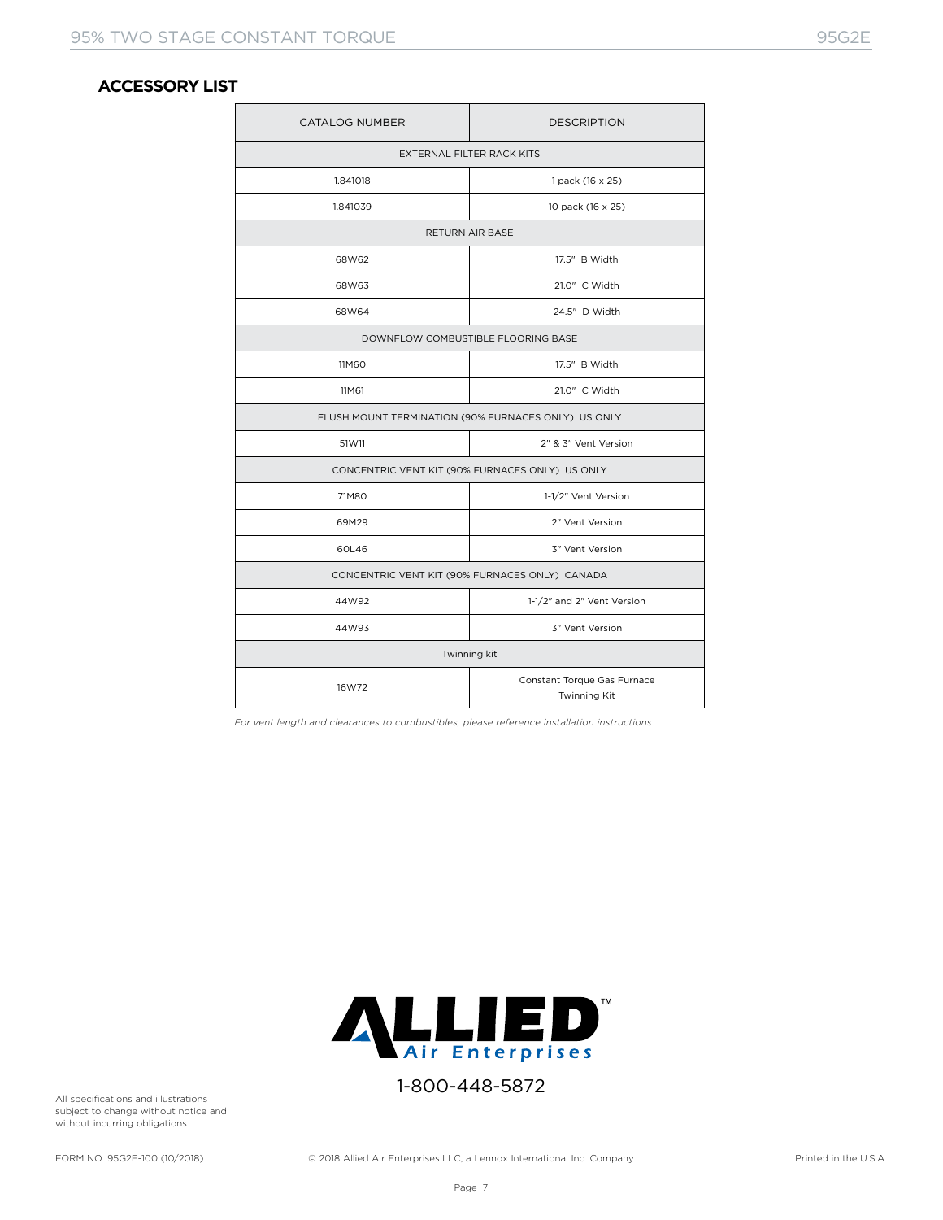## ACCESSORY LIST

| CATALOG NUMBER | DESCRIPTION |
|---|---|
| EXTERNAL FILTER RACK KITS | |
| 1.841018 | 1 pack (16 x 25) |
| 1.841039 | 10 pack (16 x 25) |
| RETURN AIR BASE | |
| 68W62 | 17.5" B Width |
| 68W63 | 21.0" C Width |
| 68W64 | 24.5" D Width |
| DOWNFLOW COMBUSTIBLE FLOORING BASE | |
| 11M60 | 17.5" B Width |
| 11M61 | 21.0" C Width |
| FLUSH MOUNT TERMINATION (90% FURNACES ONLY) US ONLY | |
| 51W11 | 2" & 3" Vent Version |
| CONCENTRIC VENT KIT (90% FURNACES ONLY) US ONLY | |
| 71M80 | 1-1/2" Vent Version |
| 69M29 | 2" Vent Version |
| 60L46 | 3" Vent Version |
| CONCENTRIC VENT KIT (90% FURNACES ONLY) CANADA | |
| 44W92 | 1-1/2" and 2" Vent Version |
| 44W93 | 3" Vent Version |
| Twinning kit | |
| 16W72 | Constant Torque Gas Furnace Twinning Kit |

*For vent length and clearances to combustibles, please reference installation instructions.*

ALLIED™ Air Enterprises

1-800-448-5872

All specifications and illustrations subject to change without notice and without incurring obligations.

FORM NO. 95G2E-100 (10/2018)

© 2018 Allied Air Enterprises LLC, a Lennox International Inc. Company

Printed in the U.S.A.